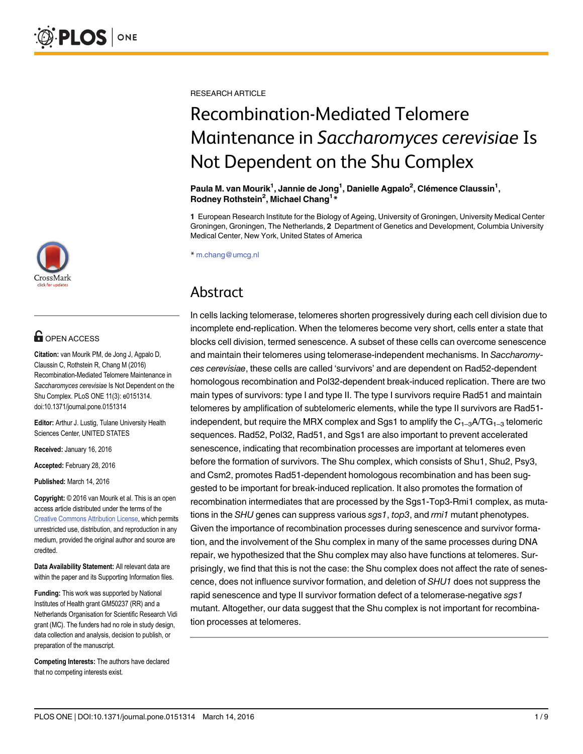RESEARCH ARTICLE

# Recombination-Mediated Telomere Maintenance in *Saccharomyces cerevisiae* Is Not Dependent on the Shu Complex

**Paula M. van Mourik[1], Jannie de Jong[1], Danielle Agpalo[2], Clémence Claussin[1], Rodney Rothstein[2], Michael Chang[1]***

**1** European Research Institute for the Biology of Ageing, University of Groningen, University Medical Center Groningen, Groningen, The Netherlands, **2** Department of Genetics and Development, Columbia University Medical Center, New York, United States of America

* m.chang@umcg.nl

OPEN ACCESS

**Citation:** van Mourik PM, de Jong J, Agpalo D, Claussin C, Rothstein R, Chang M (2016) Recombination-Mediated Telomere Maintenance in *Saccharomyces cerevisiae* Is Not Dependent on the Shu Complex. PLoS ONE 11(3): e0151314. doi:10.1371/journal.pone.0151314

**Editor:** Arthur J. Lustig, Tulane University Health Sciences Center, UNITED STATES

**Received:** January 16, 2016

**Accepted:** February 28, 2016

**Published:** March 14, 2016

**Copyright:** © 2016 van Mourik et al. This is an open access article distributed under the terms of the Creative Commons Attribution License, which permits unrestricted use, distribution, and reproduction in any medium, provided the original author and source are credited.

**Data Availability Statement:** All relevant data are within the paper and its Supporting Information files.

**Funding:** This work was supported by National Institutes of Health grant GM50237 (RR) and a Netherlands Organisation for Scientific Research Vidi grant (MC). The funders had no role in study design, data collection and analysis, decision to publish, or preparation of the manuscript.

**Competing Interests:** The authors have declared that no competing interests exist.

## Abstract

In cells lacking telomerase, telomeres shorten progressively during each cell division due to incomplete end-replication. When the telomeres become very short, cells enter a state that blocks cell division, termed senescence. A subset of these cells can overcome senescence and maintain their telomeres using telomerase-independent mechanisms. In *Saccharomyces cerevisiae*, these cells are called 'survivors' and are dependent on Rad52-dependent homologous recombination and Pol32-dependent break-induced replication. There are two main types of survivors: type I and type II. The type I survivors require Rad51 and maintain telomeres by amplification of subtelomeric elements, while the type II survivors are Rad51-independent, but require the MRX complex and Sgs1 to amplify the $C_{1-3}A/TG_{1-3}$ telomeric sequences. Rad52, Pol32, Rad51, and Sgs1 are also important to prevent accelerated senescence, indicating that recombination processes are important at telomeres even before the formation of survivors. The Shu complex, which consists of Shu1, Shu2, Psy3, and Csm2, promotes Rad51-dependent homologous recombination and has been suggested to be important for break-induced replication. It also promotes the formation of recombination intermediates that are processed by the Sgs1-Top3-Rmi1 complex, as mutations in the *SHU* genes can suppress various *sgs1*, *top3*, and *rmi1* mutant phenotypes. Given the importance of recombination processes during senescence and survivor formation, and the involvement of the Shu complex in many of the same processes during DNA repair, we hypothesized that the Shu complex may also have functions at telomeres. Surprisingly, we find that this is not the case: the Shu complex does not affect the rate of senescence, does not influence survivor formation, and deletion of *SHU1* does not suppress the rapid senescence and type II survivor formation defect of a telomerase-negative *sgs1* mutant. Altogether, our data suggest that the Shu complex is not important for recombination processes at telomeres.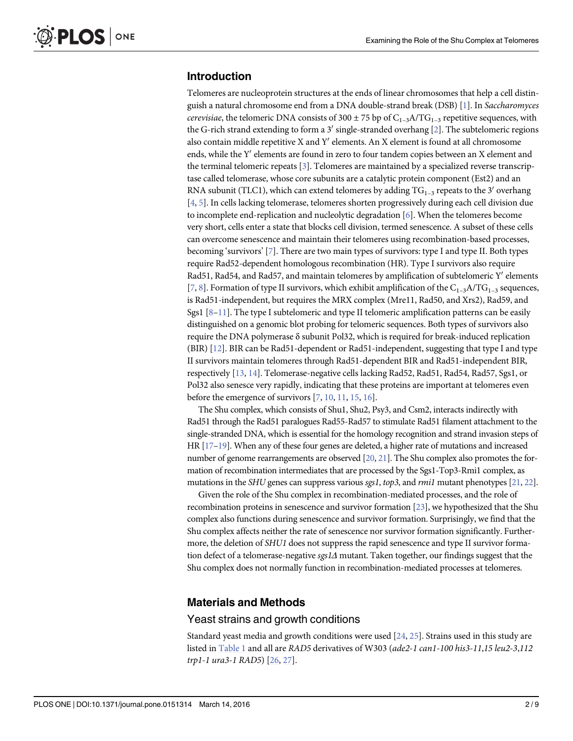## Introduction

Telomeres are nucleoprotein structures at the ends of linear chromosomes that help a cell distinguish a natural chromosome end from a DNA double-strand break (DSB) [1]. In *Saccharomyces cerevisiae*, the telomeric DNA consists of 300 ± 75 bp of $C_{1-3}A/TG_{1-3}$ repetitive sequences, with the G-rich strand extending to form a 3′ single-stranded overhang [2]. The subtelomeric regions also contain middle repetitive X and Y′ elements. An X element is found at all chromosome ends, while the Y′ elements are found in zero to four tandem copies between an X element and the terminal telomeric repeats [3]. Telomeres are maintained by a specialized reverse transcriptase called telomerase, whose core subunits are a catalytic protein component (Est2) and an RNA subunit (TLC1), which can extend telomeres by adding $TG_{1-3}$ repeats to the 3′ overhang [4, 5]. In cells lacking telomerase, telomeres shorten progressively during each cell division due to incomplete end-replication and nucleolytic degradation [6]. When the telomeres become very short, cells enter a state that blocks cell division, termed senescence. A subset of these cells can overcome senescence and maintain their telomeres using recombination-based processes, becoming 'survivors' [7]. There are two main types of survivors: type I and type II. Both types require Rad52-dependent homologous recombination (HR). Type I survivors also require Rad51, Rad54, and Rad57, and maintain telomeres by amplification of subtelomeric Y′ elements [7, 8]. Formation of type II survivors, which exhibit amplification of the $C_{1-3}A/TG_{1-3}$ sequences, is Rad51-independent, but requires the MRX complex (Mre11, Rad50, and Xrs2), Rad59, and Sgs1 [8–11]. The type I subtelomeric and type II telomeric amplification patterns can be easily distinguished on a genomic blot probing for telomeric sequences. Both types of survivors also require the DNA polymerase δ subunit Pol32, which is required for break-induced replication (BIR) [12]. BIR can be Rad51-dependent or Rad51-independent, suggesting that type I and type II survivors maintain telomeres through Rad51-dependent BIR and Rad51-independent BIR, respectively [13, 14]. Telomerase-negative cells lacking Rad52, Rad51, Rad54, Rad57, Sgs1, or Pol32 also senesce very rapidly, indicating that these proteins are important at telomeres even before the emergence of survivors [7, 10, 11, 15, 16].

The Shu complex, which consists of Shu1, Shu2, Psy3, and Csm2, interacts indirectly with Rad51 through the Rad51 paralogues Rad55-Rad57 to stimulate Rad51 filament attachment to the single-stranded DNA, which is essential for the homology recognition and strand invasion steps of HR [17–19]. When any of these four genes are deleted, a higher rate of mutations and increased number of genome rearrangements are observed [20, 21]. The Shu complex also promotes the formation of recombination intermediates that are processed by the Sgs1-Top3-Rmi1 complex, as mutations in the *SHU* genes can suppress various *sgs1*, *top3*, and *rmi1* mutant phenotypes [21, 22].

Given the role of the Shu complex in recombination-mediated processes, and the role of recombination proteins in senescence and survivor formation [23], we hypothesized that the Shu complex also functions during senescence and survivor formation. Surprisingly, we find that the Shu complex affects neither the rate of senescence nor survivor formation significantly. Furthermore, the deletion of *SHU1* does not suppress the rapid senescence and type II survivor formation defect of a telomerase-negative *sgs1Δ* mutant. Taken together, our findings suggest that the Shu complex does not normally function in recombination-mediated processes at telomeres.

## Materials and Methods

### Yeast strains and growth conditions

Standard yeast media and growth conditions were used [24, 25]. Strains used in this study are listed in Table 1 and all are *RAD5* derivatives of W303 (*ade2-1 can1-100 his3-11,15 leu2-3,112 trp1-1 ura3-1 RAD5*) [26, 27].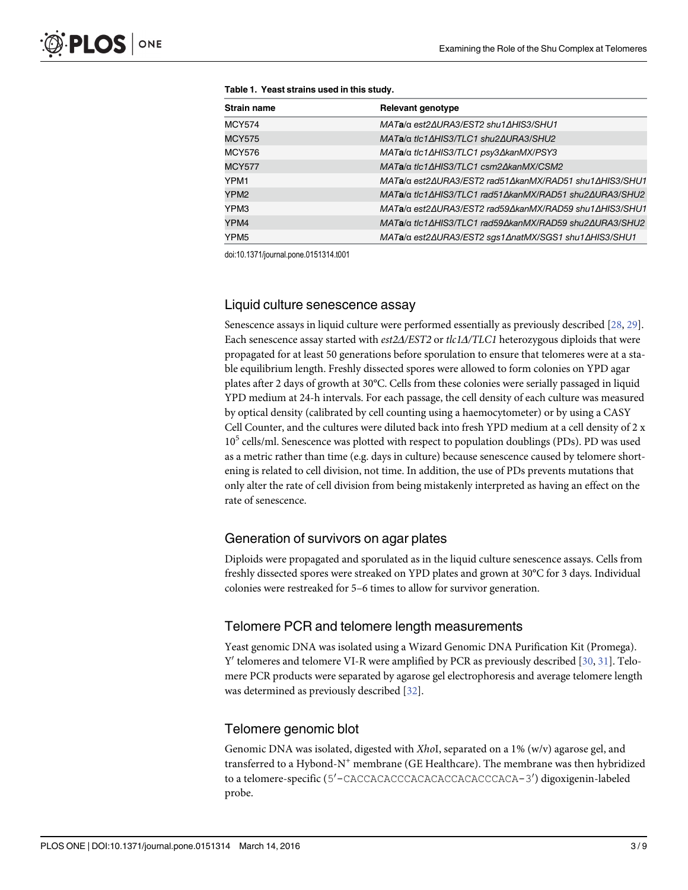**Table 1. Yeast strains used in this study.**

| Strain name | Relevant genotype |
|---|---|
| MCY574 | *MAT**a**/α est2ΔURA3/EST2 shu1ΔHIS3/SHU1* |
| MCY575 | *MAT**a**/α tlc1ΔHIS3/TLC1 shu2ΔURA3/SHU2* |
| MCY576 | *MAT**a**/α tlc1ΔHIS3/TLC1 psy3ΔkanMX/PSY3* |
| MCY577 | *MAT**a**/α tlc1ΔHIS3/TLC1 csm2ΔkanMX/CSM2* |
| YPM1 | *MAT**a**/α est2ΔURA3/EST2 rad51ΔkanMX/RAD51 shu1ΔHIS3/SHU1* |
| YPM2 | *MAT**a**/α tlc1ΔHIS3/TLC1 rad51ΔkanMX/RAD51 shu2ΔURA3/SHU2* |
| YPM3 | *MAT**a**/α est2ΔURA3/EST2 rad59ΔkanMX/RAD59 shu1ΔHIS3/SHU1* |
| YPM4 | *MAT**a**/α tlc1ΔHIS3/TLC1 rad59ΔkanMX/RAD59 shu2ΔURA3/SHU2* |
| YPM5 | *MAT**a**/α est2ΔURA3/EST2 sgs1ΔnatMX/SGS1 shu1ΔHIS3/SHU1* |

doi:10.1371/journal.pone.0151314.t001

### Liquid culture senescence assay

Senescence assays in liquid culture were performed essentially as previously described [28, 29]. Each senescence assay started with *est2Δ/EST2* or *tlc1Δ/TLC1* heterozygous diploids that were propagated for at least 50 generations before sporulation to ensure that telomeres were at a stable equilibrium length. Freshly dissected spores were allowed to form colonies on YPD agar plates after 2 days of growth at 30°C. Cells from these colonies were serially passaged in liquid YPD medium at 24-h intervals. For each passage, the cell density of each culture was measured by optical density (calibrated by cell counting using a haemocytometer) or by using a CASY Cell Counter, and the cultures were diluted back into fresh YPD medium at a cell density of 2 x $10^5$ cells/ml. Senescence was plotted with respect to population doublings (PDs). PD was used as a metric rather than time (e.g. days in culture) because senescence caused by telomere shortening is related to cell division, not time. In addition, the use of PDs prevents mutations that only alter the rate of cell division from being mistakenly interpreted as having an effect on the rate of senescence.

### Generation of survivors on agar plates

Diploids were propagated and sporulated as in the liquid culture senescence assays. Cells from freshly dissected spores were streaked on YPD plates and grown at 30°C for 3 days. Individual colonies were restreaked for 5–6 times to allow for survivor generation.

### Telomere PCR and telomere length measurements

Yeast genomic DNA was isolated using a Wizard Genomic DNA Purification Kit (Promega). Y′ telomeres and telomere VI-R were amplified by PCR as previously described [30, 31]. Telomere PCR products were separated by agarose gel electrophoresis and average telomere length was determined as previously described [32].

### Telomere genomic blot

Genomic DNA was isolated, digested with *Xho*I, separated on a 1% (w/v) agarose gel, and transferred to a Hybond-N$^+$ membrane (GE Healthcare). The membrane was then hybridized to a telomere-specific (5′-CACCACACCCACACACCACACCCACA-3′) digoxigenin-labeled probe.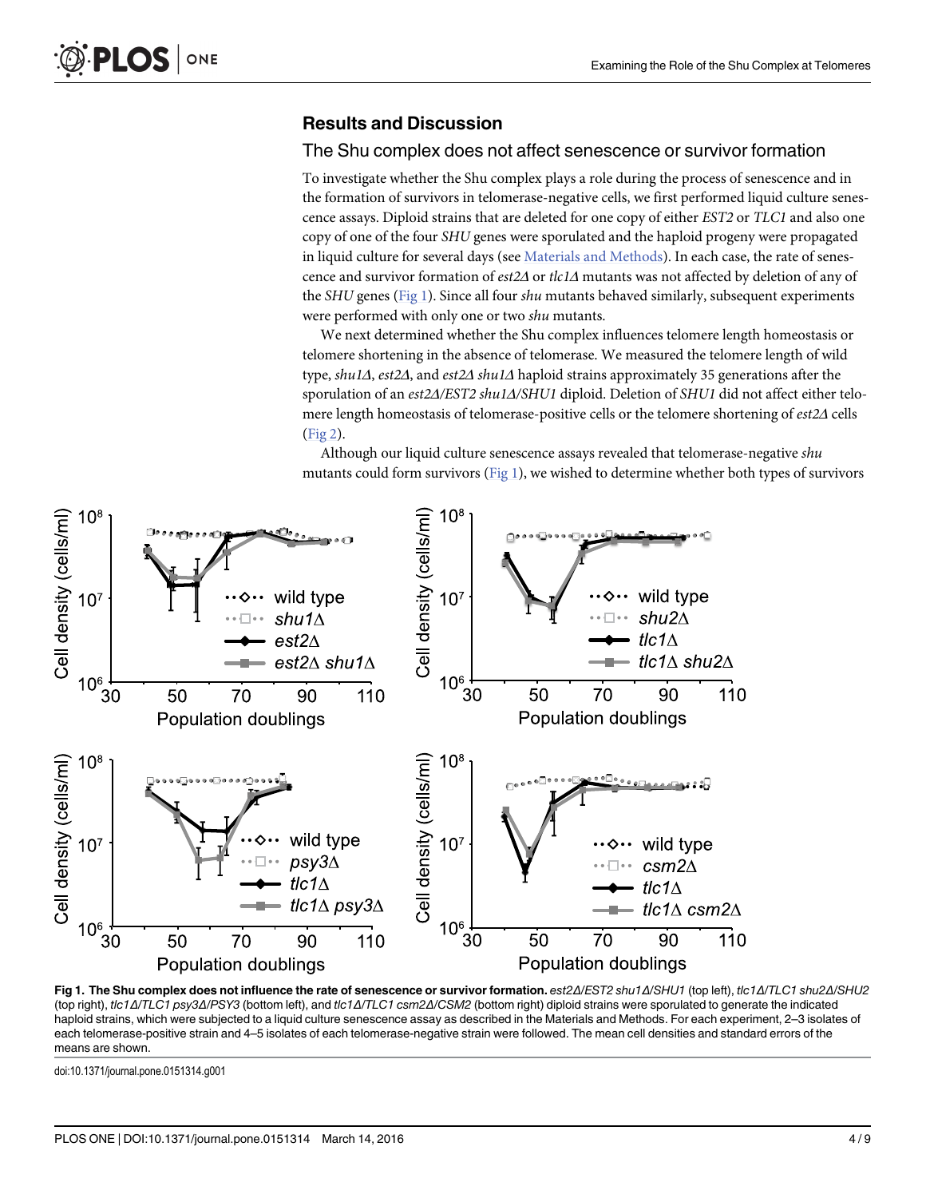## Results and Discussion

### The Shu complex does not affect senescence or survivor formation

To investigate whether the Shu complex plays a role during the process of senescence and in the formation of survivors in telomerase-negative cells, we first performed liquid culture senescence assays. Diploid strains that are deleted for one copy of either *EST2* or *TLC1* and also one copy of one of the four *SHU* genes were sporulated and the haploid progeny were propagated in liquid culture for several days (see Materials and Methods). In each case, the rate of senescence and survivor formation of *est2Δ* or *tlc1Δ* mutants was not affected by deletion of any of the *SHU* genes (Fig 1). Since all four *shu* mutants behaved similarly, subsequent experiments were performed with only one or two *shu* mutants.

We next determined whether the Shu complex influences telomere length homeostasis or telomere shortening in the absence of telomerase. We measured the telomere length of wild type, *shu1Δ*, *est2Δ*, and *est2Δ shu1Δ* haploid strains approximately 35 generations after the sporulation of an *est2Δ/EST2 shu1Δ/SHU1* diploid. Deletion of *SHU1* did not affect either telomere length homeostasis of telomerase-positive cells or the telomere shortening of *est2Δ* cells (Fig 2).

Although our liquid culture senescence assays revealed that telomerase-negative *shu* mutants could form survivors (Fig 1), we wished to determine whether both types of survivors

**Fig 1. The Shu complex does not influence the rate of senescence or survivor formation.** *est2Δ/EST2 shu1Δ/SHU1* (top left), *tlc1Δ/TLC1 shu2Δ/SHU2* (top right), *tlc1Δ/TLC1 psy3Δ/PSY3* (bottom left), and *tlc1Δ/TLC1 csm2Δ/CSM2* (bottom right) diploid strains were sporulated to generate the indicated haploid strains, which were subjected to a liquid culture senescence assay as described in the Materials and Methods. For each experiment, 2–3 isolates of each telomerase-positive strain and 4–5 isolates of each telomerase-negative strain were followed. The mean cell densities and standard errors of the means are shown.

doi:10.1371/journal.pone.0151314.g001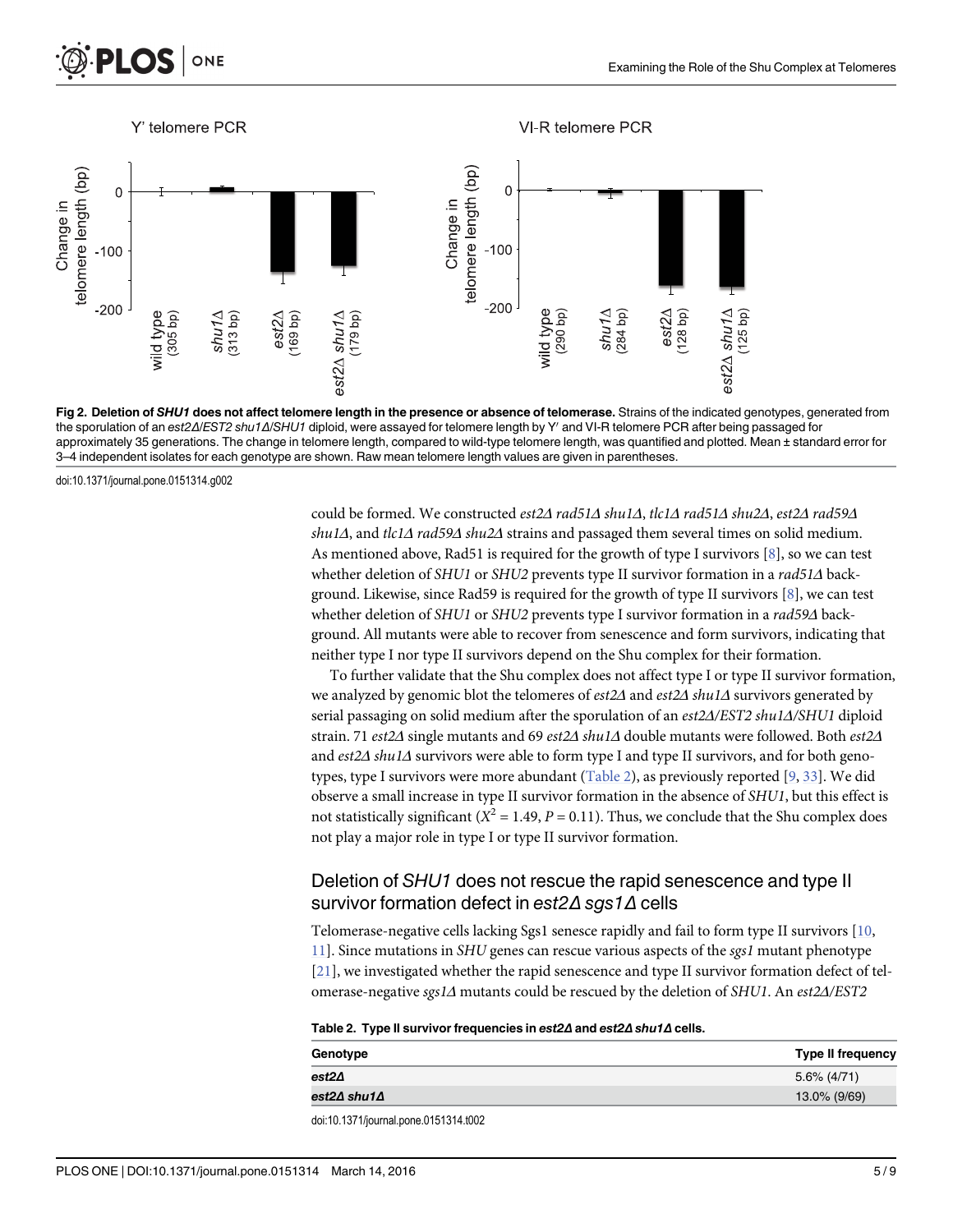**Fig 2. Deletion of *SHU1* does not affect telomere length in the presence or absence of telomerase.** Strains of the indicated genotypes, generated from the sporulation of an *est2Δ/EST2 shu1Δ/SHU1* diploid, were assayed for telomere length by Y′ and VI-R telomere PCR after being passaged for approximately 35 generations. The change in telomere length, compared to wild-type telomere length, was quantified and plotted. Mean ± standard error for 3–4 independent isolates for each genotype are shown. Raw mean telomere length values are given in parentheses.

doi:10.1371/journal.pone.0151314.g002

could be formed. We constructed *est2Δ rad51Δ shu1Δ*, *tlc1Δ rad51Δ shu2Δ*, *est2Δ rad59Δ shu1Δ*, and *tlc1Δ rad59Δ shu2Δ* strains and passaged them several times on solid medium. As mentioned above, Rad51 is required for the growth of type I survivors [8], so we can test whether deletion of *SHU1* or *SHU2* prevents type II survivor formation in a *rad51Δ* background. Likewise, since Rad59 is required for the growth of type II survivors [8], we can test whether deletion of *SHU1* or *SHU2* prevents type I survivor formation in a *rad59Δ* background. All mutants were able to recover from senescence and form survivors, indicating that neither type I nor type II survivors depend on the Shu complex for their formation.

To further validate that the Shu complex does not affect type I or type II survivor formation, we analyzed by genomic blot the telomeres of *est2Δ* and *est2Δ shu1Δ* survivors generated by serial passaging on solid medium after the sporulation of an *est2Δ/EST2 shu1Δ/SHU1* diploid strain. 71 *est2Δ* single mutants and 69 *est2Δ shu1Δ* double mutants were followed. Both *est2Δ* and *est2Δ shu1Δ* survivors were able to form type I and type II survivors, and for both genotypes, type I survivors were more abundant (Table 2), as previously reported [9, 33]. We did observe a small increase in type II survivor formation in the absence of *SHU1*, but this effect is not statistically significant ($X^2 = 1.49$, $P = 0.11$). Thus, we conclude that the Shu complex does not play a major role in type I or type II survivor formation.

## Deletion of *SHU1* does not rescue the rapid senescence and type II survivor formation defect in *est2Δ sgs1Δ* cells

Telomerase-negative cells lacking Sgs1 senesce rapidly and fail to form type II survivors [10, 11]. Since mutations in *SHU* genes can rescue various aspects of the *sgs1* mutant phenotype [21], we investigated whether the rapid senescence and type II survivor formation defect of telomerase-negative *sgs1Δ* mutants could be rescued by the deletion of *SHU1*. An *est2Δ/EST2*

**Table 2. Type II survivor frequencies in *est2Δ* and *est2Δ shu1Δ* cells.**

| Genotype | Type II frequency |
| --- | --- |
| ***est2Δ*** | 5.6% (4/71) |
| ***est2Δ shu1Δ*** | 13.0% (9/69) |

doi:10.1371/journal.pone.0151314.t002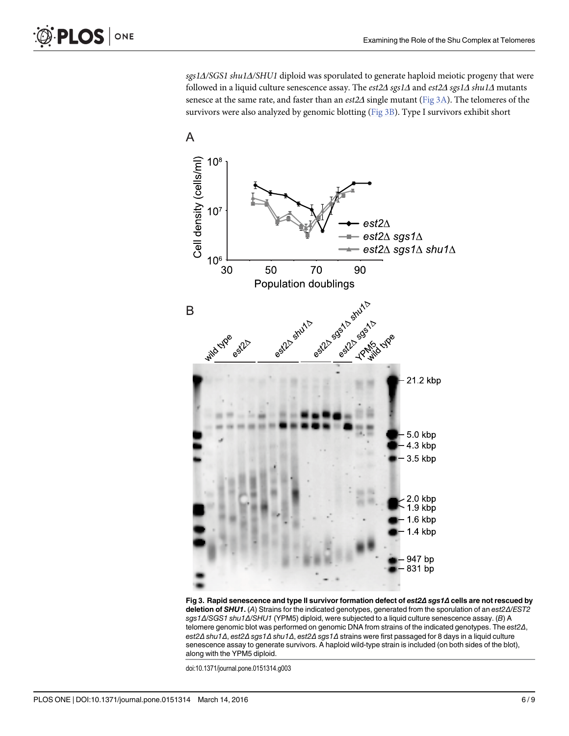*sgs1Δ/SGS1 shu1Δ/SHU1* diploid was sporulated to generate haploid meiotic progeny that were followed in a liquid culture senescence assay. The *est2Δ sgs1Δ* and *est2Δ sgs1Δ shu1Δ* mutants senesce at the same rate, and faster than an *est2Δ* single mutant (Fig 3A). The telomeres of the survivors were also analyzed by genomic blotting (Fig 3B). Type I survivors exhibit short

**Fig 3. Rapid senescence and type II survivor formation defect of *est2Δ sgs1Δ* cells are not rescued by deletion of *SHU1*.** (*A*) Strains for the indicated genotypes, generated from the sporulation of an *est2Δ/EST2 sgs1Δ/SGS1 shu1Δ/SHU1* (YPM5) diploid, were subjected to a liquid culture senescence assay. (*B*) A telomere genomic blot was performed on genomic DNA from strains of the indicated genotypes. The *est2Δ*, *est2Δ shu1Δ*, *est2Δ sgs1Δ shu1Δ*, *est2Δ sgs1Δ* strains were first passaged for 8 days in a liquid culture senescence assay to generate survivors. A haploid wild-type strain is included (on both sides of the blot), along with the YPM5 diploid.

doi:10.1371/journal.pone.0151314.g003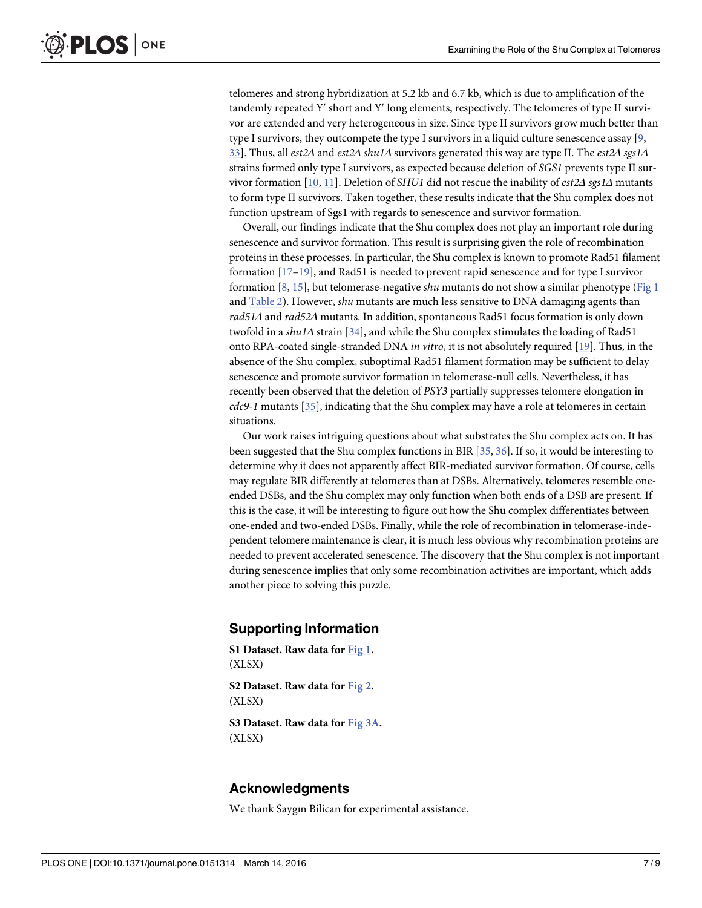telomeres and strong hybridization at 5.2 kb and 6.7 kb, which is due to amplification of the tandemly repeated Y′ short and Y′ long elements, respectively. The telomeres of type II survivor are extended and very heterogeneous in size. Since type II survivors grow much better than type I survivors, they outcompete the type I survivors in a liquid culture senescence assay [9, 33]. Thus, all *est2Δ* and *est2Δ shu1Δ* survivors generated this way are type II. The *est2Δ sgs1Δ* strains formed only type I survivors, as expected because deletion of *SGS1* prevents type II survivor formation [10, 11]. Deletion of *SHU1* did not rescue the inability of *est2Δ sgs1Δ* mutants to form type II survivors. Taken together, these results indicate that the Shu complex does not function upstream of Sgs1 with regards to senescence and survivor formation.

Overall, our findings indicate that the Shu complex does not play an important role during senescence and survivor formation. This result is surprising given the role of recombination proteins in these processes. In particular, the Shu complex is known to promote Rad51 filament formation [17–19], and Rad51 is needed to prevent rapid senescence and for type I survivor formation [8, 15], but telomerase-negative *shu* mutants do not show a similar phenotype (Fig 1 and Table 2). However, *shu* mutants are much less sensitive to DNA damaging agents than *rad51Δ* and *rad52Δ* mutants. In addition, spontaneous Rad51 focus formation is only down twofold in a *shu1Δ* strain [34], and while the Shu complex stimulates the loading of Rad51 onto RPA-coated single-stranded DNA *in vitro*, it is not absolutely required [19]. Thus, in the absence of the Shu complex, suboptimal Rad51 filament formation may be sufficient to delay senescence and promote survivor formation in telomerase-null cells. Nevertheless, it has recently been observed that the deletion of *PSY3* partially suppresses telomere elongation in *cdc9-1* mutants [35], indicating that the Shu complex may have a role at telomeres in certain situations.

Our work raises intriguing questions about what substrates the Shu complex acts on. It has been suggested that the Shu complex functions in BIR [35, 36]. If so, it would be interesting to determine why it does not apparently affect BIR-mediated survivor formation. Of course, cells may regulate BIR differently at telomeres than at DSBs. Alternatively, telomeres resemble one-ended DSBs, and the Shu complex may only function when both ends of a DSB are present. If this is the case, it will be interesting to figure out how the Shu complex differentiates between one-ended and two-ended DSBs. Finally, while the role of recombination in telomerase-independent telomere maintenance is clear, it is much less obvious why recombination proteins are needed to prevent accelerated senescence. The discovery that the Shu complex is not important during senescence implies that only some recombination activities are important, which adds another piece to solving this puzzle.

## Supporting Information

**S1 Dataset. Raw data for Fig 1.**
(XLSX)

**S2 Dataset. Raw data for Fig 2.**
(XLSX)

**S3 Dataset. Raw data for Fig 3A.**
(XLSX)

## Acknowledgments

We thank Saygın Bilican for experimental assistance.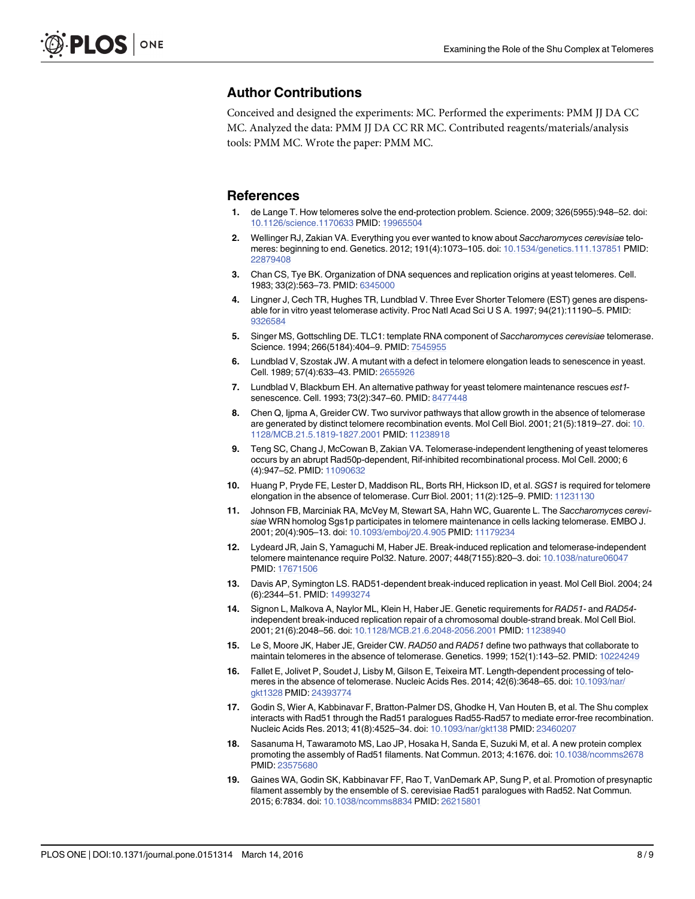## Author Contributions

Conceived and designed the experiments: MC. Performed the experiments: PMM JJ DA CC MC. Analyzed the data: PMM JJ DA CC RR MC. Contributed reagents/materials/analysis tools: PMM MC. Wrote the paper: PMM MC.

## References

1. de Lange T. How telomeres solve the end-protection problem. Science. 2009; 326(5955):948–52. doi: 10.1126/science.1170633 PMID: 19965504
2. Wellinger RJ, Zakian VA. Everything you ever wanted to know about *Saccharomyces cerevisiae* telomeres: beginning to end. Genetics. 2012; 191(4):1073–105. doi: 10.1534/genetics.111.137851 PMID: 22879408
3. Chan CS, Tye BK. Organization of DNA sequences and replication origins at yeast telomeres. Cell. 1983; 33(2):563–73. PMID: 6345000
4. Lingner J, Cech TR, Hughes TR, Lundblad V. Three Ever Shorter Telomere (EST) genes are dispensable for in vitro yeast telomerase activity. Proc Natl Acad Sci U S A. 1997; 94(21):11190–5. PMID: 9326584
5. Singer MS, Gottschling DE. TLC1: template RNA component of *Saccharomyces cerevisiae* telomerase. Science. 1994; 266(5184):404–9. PMID: 7545955
6. Lundblad V, Szostak JW. A mutant with a defect in telomere elongation leads to senescence in yeast. Cell. 1989; 57(4):633–43. PMID: 2655926
7. Lundblad V, Blackburn EH. An alternative pathway for yeast telomere maintenance rescues *est1*-senescence. Cell. 1993; 73(2):347–60. PMID: 8477448
8. Chen Q, Ijpma A, Greider CW. Two survivor pathways that allow growth in the absence of telomerase are generated by distinct telomere recombination events. Mol Cell Biol. 2001; 21(5):1819–27. doi: 10.1128/MCB.21.5.1819-1827.2001 PMID: 11238918
9. Teng SC, Chang J, McCowan B, Zakian VA. Telomerase-independent lengthening of yeast telomeres occurs by an abrupt Rad50p-dependent, Rif-inhibited recombinational process. Mol Cell. 2000; 6(4):947–52. PMID: 11090632
10. Huang P, Pryde FE, Lester D, Maddison RL, Borts RH, Hickson ID, et al. *SGS1* is required for telomere elongation in the absence of telomerase. Curr Biol. 2001; 11(2):125–9. PMID: 11231130
11. Johnson FB, Marciniak RA, McVey M, Stewart SA, Hahn WC, Guarente L. The *Saccharomyces cerevisiae* WRN homolog Sgs1p participates in telomere maintenance in cells lacking telomerase. EMBO J. 2001; 20(4):905–13. doi: 10.1093/emboj/20.4.905 PMID: 11179234
12. Lydeard JR, Jain S, Yamaguchi M, Haber JE. Break-induced replication and telomerase-independent telomere maintenance require Pol32. Nature. 2007; 448(7155):820–3. doi: 10.1038/nature06047 PMID: 17671506
13. Davis AP, Symington LS. RAD51-dependent break-induced replication in yeast. Mol Cell Biol. 2004; 24(6):2344–51. PMID: 14993274
14. Signon L, Malkova A, Naylor ML, Klein H, Haber JE. Genetic requirements for *RAD51*- and *RAD54*-independent break-induced replication repair of a chromosomal double-strand break. Mol Cell Biol. 2001; 21(6):2048–56. doi: 10.1128/MCB.21.6.2048-2056.2001 PMID: 11238940
15. Le S, Moore JK, Haber JE, Greider CW. *RAD50* and *RAD51* define two pathways that collaborate to maintain telomeres in the absence of telomerase. Genetics. 1999; 152(1):143–52. PMID: 10224249
16. Fallet E, Jolivet P, Soudet J, Lisby M, Gilson E, Teixeira MT. Length-dependent processing of telomeres in the absence of telomerase. Nucleic Acids Res. 2014; 42(6):3648–65. doi: 10.1093/nar/gkt1328 PMID: 24393774
17. Godin S, Wier A, Kabbinavar F, Bratton-Palmer DS, Ghodke H, Van Houten B, et al. The Shu complex interacts with Rad51 through the Rad51 paralogues Rad55-Rad57 to mediate error-free recombination. Nucleic Acids Res. 2013; 41(8):4525–34. doi: 10.1093/nar/gkt138 PMID: 23460207
18. Sasanuma H, Tawaramoto MS, Lao JP, Hosaka H, Sanda E, Suzuki M, et al. A new protein complex promoting the assembly of Rad51 filaments. Nat Commun. 2013; 4:1676. doi: 10.1038/ncomms2678 PMID: 23575680
19. Gaines WA, Godin SK, Kabbinavar FF, Rao T, VanDemark AP, Sung P, et al. Promotion of presynaptic filament assembly by the ensemble of S. cerevisiae Rad51 paralogues with Rad52. Nat Commun. 2015; 6:7834. doi: 10.1038/ncomms8834 PMID: 26215801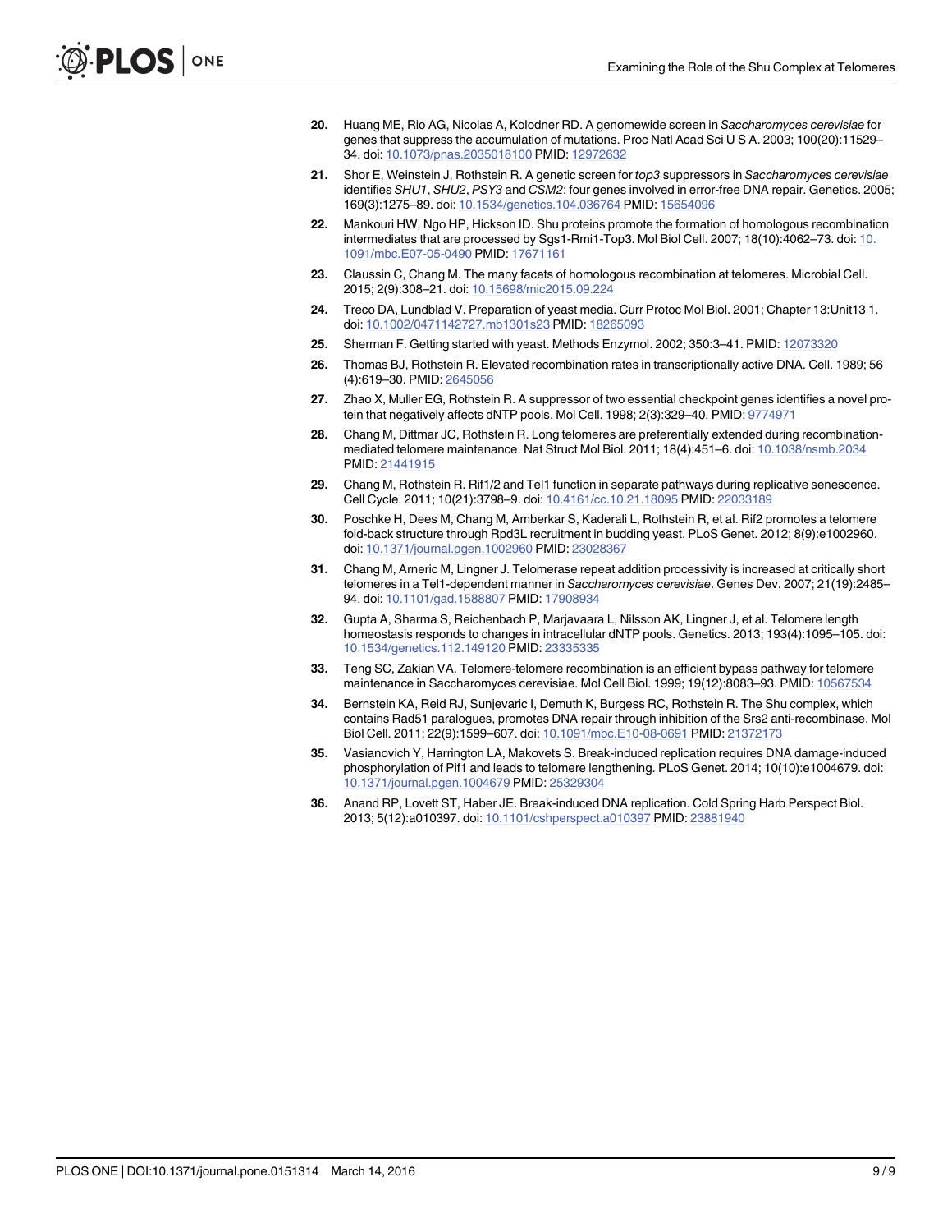20. Huang ME, Rio AG, Nicolas A, Kolodner RD. A genomewide screen in *Saccharomyces cerevisiae* for genes that suppress the accumulation of mutations. Proc Natl Acad Sci U S A. 2003; 100(20):11529–34. doi: 10.1073/pnas.2035018100 PMID: 12972632

21. Shor E, Weinstein J, Rothstein R. A genetic screen for *top3* suppressors in *Saccharomyces cerevisiae* identifies *SHU1*, *SHU2*, *PSY3* and *CSM2*: four genes involved in error-free DNA repair. Genetics. 2005; 169(3):1275–89. doi: 10.1534/genetics.104.036764 PMID: 15654096

22. Mankouri HW, Ngo HP, Hickson ID. Shu proteins promote the formation of homologous recombination intermediates that are processed by Sgs1-Rmi1-Top3. Mol Biol Cell. 2007; 18(10):4062–73. doi: 10.1091/mbc.E07-05-0490 PMID: 17671161

23. Claussin C, Chang M. The many facets of homologous recombination at telomeres. Microbial Cell. 2015; 2(9):308–21. doi: 10.15698/mic2015.09.224

24. Treco DA, Lundblad V. Preparation of yeast media. Curr Protoc Mol Biol. 2001; Chapter 13:Unit13 1. doi: 10.1002/0471142727.mb1301s23 PMID: 18265093

25. Sherman F. Getting started with yeast. Methods Enzymol. 2002; 350:3–41. PMID: 12073320

26. Thomas BJ, Rothstein R. Elevated recombination rates in transcriptionally active DNA. Cell. 1989; 56 (4):619–30. PMID: 2645056

27. Zhao X, Muller EG, Rothstein R. A suppressor of two essential checkpoint genes identifies a novel protein that negatively affects dNTP pools. Mol Cell. 1998; 2(3):329–40. PMID: 9774971

28. Chang M, Dittmar JC, Rothstein R. Long telomeres are preferentially extended during recombination-mediated telomere maintenance. Nat Struct Mol Biol. 2011; 18(4):451–6. doi: 10.1038/nsmb.2034 PMID: 21441915

29. Chang M, Rothstein R. Rif1/2 and Tel1 function in separate pathways during replicative senescence. Cell Cycle. 2011; 10(21):3798–9. doi: 10.4161/cc.10.21.18095 PMID: 22033189

30. Poschke H, Dees M, Chang M, Amberkar S, Kaderali L, Rothstein R, et al. Rif2 promotes a telomere fold-back structure through Rpd3L recruitment in budding yeast. PLoS Genet. 2012; 8(9):e1002960. doi: 10.1371/journal.pgen.1002960 PMID: 23028367

31. Chang M, Arneric M, Lingner J. Telomerase repeat addition processivity is increased at critically short telomeres in a Tel1-dependent manner in *Saccharomyces cerevisiae*. Genes Dev. 2007; 21(19):2485–94. doi: 10.1101/gad.1588807 PMID: 17908934

32. Gupta A, Sharma S, Reichenbach P, Marjavaara L, Nilsson AK, Lingner J, et al. Telomere length homeostasis responds to changes in intracellular dNTP pools. Genetics. 2013; 193(4):1095–105. doi: 10.1534/genetics.112.149120 PMID: 23335335

33. Teng SC, Zakian VA. Telomere-telomere recombination is an efficient bypass pathway for telomere maintenance in Saccharomyces cerevisiae. Mol Cell Biol. 1999; 19(12):8083–93. PMID: 10567534

34. Bernstein KA, Reid RJ, Sunjevaric I, Demuth K, Burgess RC, Rothstein R. The Shu complex, which contains Rad51 paralogues, promotes DNA repair through inhibition of the Srs2 anti-recombinase. Mol Biol Cell. 2011; 22(9):1599–607. doi: 10.1091/mbc.E10-08-0691 PMID: 21372173

35. Vasianovich Y, Harrington LA, Makovets S. Break-induced replication requires DNA damage-induced phosphorylation of Pif1 and leads to telomere lengthening. PLoS Genet. 2014; 10(10):e1004679. doi: 10.1371/journal.pgen.1004679 PMID: 25329304

36. Anand RP, Lovett ST, Haber JE. Break-induced DNA replication. Cold Spring Harb Perspect Biol. 2013; 5(12):a010397. doi: 10.1101/cshperspect.a010397 PMID: 23881940